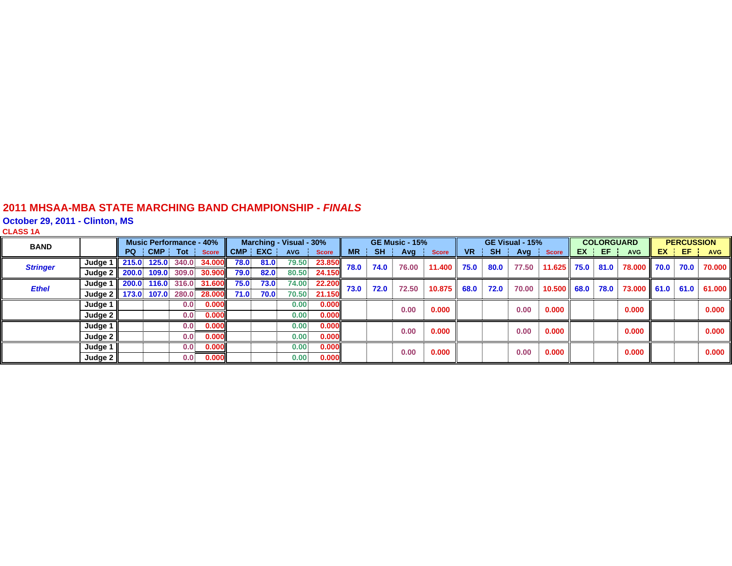# 2011 MHSAA-MBA STATE MARCHING BAND CHAMPIONSHIP - *FINALS*

## October 29, 2011 - Clinton, MS

**CLASS 1A**

| BAND | | Music Performance - 40% | | | | Marching - Visual - 30% | | | | GE Music - 15% | | | | GE Visual - 15% | | | | COLORGUARD | | | PERCUSSION | | |
|---|---|---|---|---|---|---|---|---|---|---|---|---|---|---|---|---|---|---|---|---|---|---|---|
| | | PQ | CMP | Tot | Score | CMP | EXC | AVG | Score | MR | SH | Avg | Score | VR | SH | Avg | Score | EX | EF | AVG | EX | EF | AVG |
| *Stringer* | Judge 1 | 215.0 | 125.0 | 340.0 | 34.000 | 78.0 | 81.0 | 79.50 | 23.850 | 78.0 | 74.0 | 76.00 | 11.400 | 75.0 | 80.0 | 77.50 | 11.625 | 75.0 | 81.0 | 78.000 | 70.0 | 70.0 | 70.000 |
| | Judge 2 | 200.0 | 109.0 | 309.0 | 30.900 | 79.0 | 82.0 | 80.50 | 24.150 | | | | | | | | | | | | | | |
| *Ethel* | Judge 1 | 200.0 | 116.0 | 316.0 | 31.600 | 75.0 | 73.0 | 74.00 | 22.200 | 73.0 | 72.0 | 72.50 | 10.875 | 68.0 | 72.0 | 70.00 | 10.500 | 68.0 | 78.0 | 73.000 | 61.0 | 61.0 | 61.000 |
| | Judge 2 | 173.0 | 107.0 | 280.0 | 28.000 | 71.0 | 70.0 | 70.50 | 21.150 | | | | | | | | | | | | | | |
| | Judge 1 | | | 0.0 | 0.000 | | | 0.00 | 0.000 | | | 0.00 | 0.000 | | | 0.00 | 0.000 | | | 0.000 | | | 0.000 |
| | Judge 2 | | | 0.0 | 0.000 | | | 0.00 | 0.000 | | | | | | | | | | | | | | |
| | Judge 1 | | | 0.0 | 0.000 | | | 0.00 | 0.000 | | | 0.00 | 0.000 | | | 0.00 | 0.000 | | | 0.000 | | | 0.000 |
| | Judge 2 | | | 0.0 | 0.000 | | | 0.00 | 0.000 | | | | | | | | | | | | | | |
| | Judge 1 | | | 0.0 | 0.000 | | | 0.00 | 0.000 | | | 0.00 | 0.000 | | | 0.00 | 0.000 | | | 0.000 | | | 0.000 |
| | Judge 2 | | | 0.0 | 0.000 | | | 0.00 | 0.000 | | | | | | | | | | | | | | |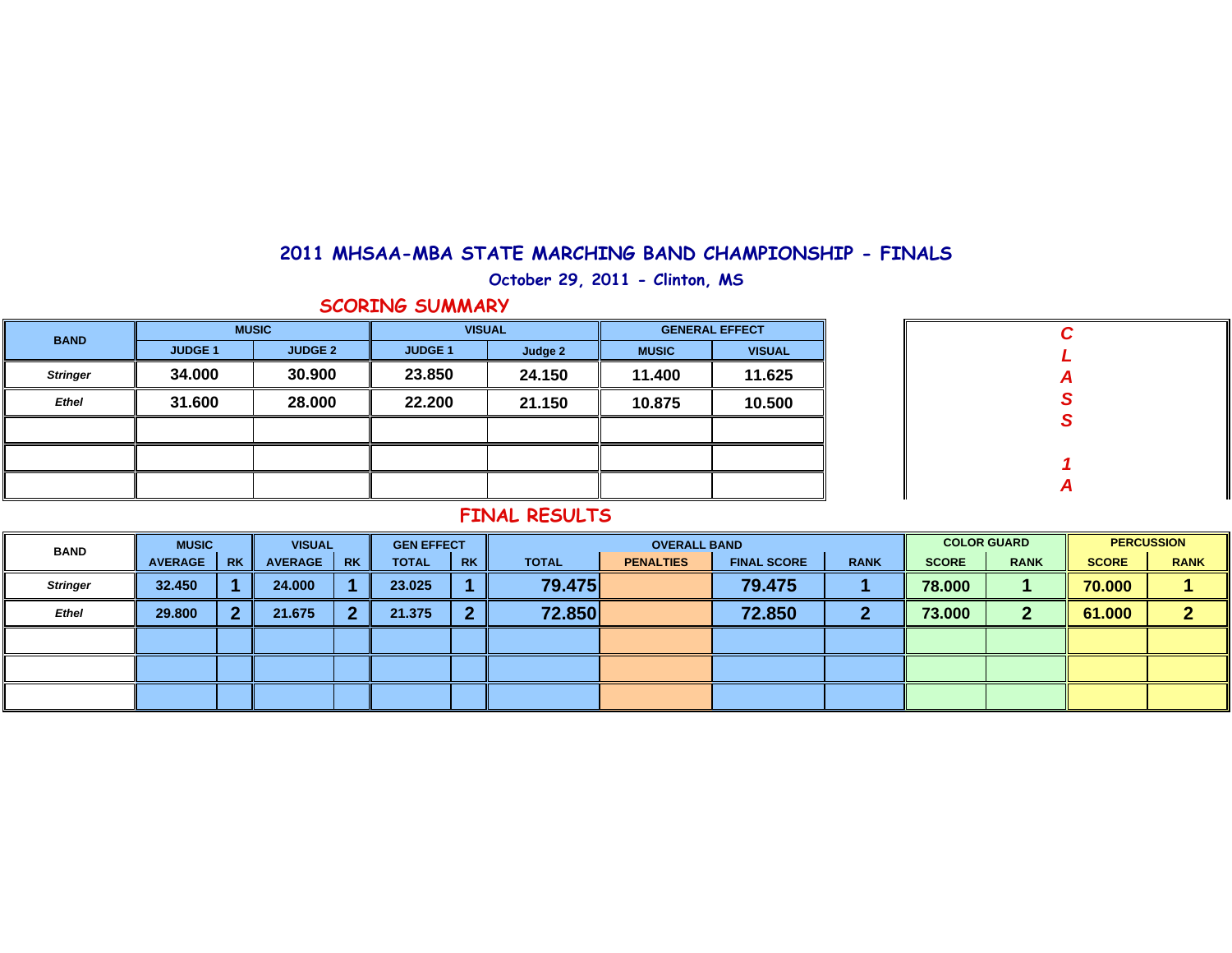# 2011 MHSAA-MBA STATE MARCHING BAND CHAMPIONSHIP - FINALS

### October 29, 2011 - Clinton, MS

## SCORING SUMMARY

**CLASS 1A**

| BAND | MUSIC | | VISUAL | | GENERAL EFFECT | |
|---|---|---|---|---|---|---|
| | JUDGE 1 | JUDGE 2 | JUDGE 1 | Judge 2 | MUSIC | VISUAL |
| *Stringer* | 34.000 | 30.900 | 23.850 | 24.150 | 11.400 | 11.625 |
| *Ethel* | 31.600 | 28.000 | 22.200 | 21.150 | 10.875 | 10.500 |
| | | | | | | |
| | | | | | | |
| | | | | | | |

## FINAL RESULTS

| BAND | MUSIC | | VISUAL | | GEN EFFECT | | OVERALL BAND | | | | COLOR GUARD | | PERCUSSION | |
|---|---|---|---|---|---|---|---|---|---|---|---|---|---|---|
| | AVERAGE | RK | AVERAGE | RK | TOTAL | RK | TOTAL | PENALTIES | FINAL SCORE | RANK | SCORE | RANK | SCORE | RANK |
| *Stringer* | 32.450 | 1 | 24.000 | 1 | 23.025 | 1 | 79.475 | | 79.475 | 1 | 78.000 | 1 | 70.000 | 1 |
| *Ethel* | 29.800 | 2 | 21.675 | 2 | 21.375 | 2 | 72.850 | | 72.850 | 2 | 73.000 | 2 | 61.000 | 2 |
| | | | | | | | | | | | | | | |
| | | | | | | | | | | | | | | |
| | | | | | | | | | | | | | | |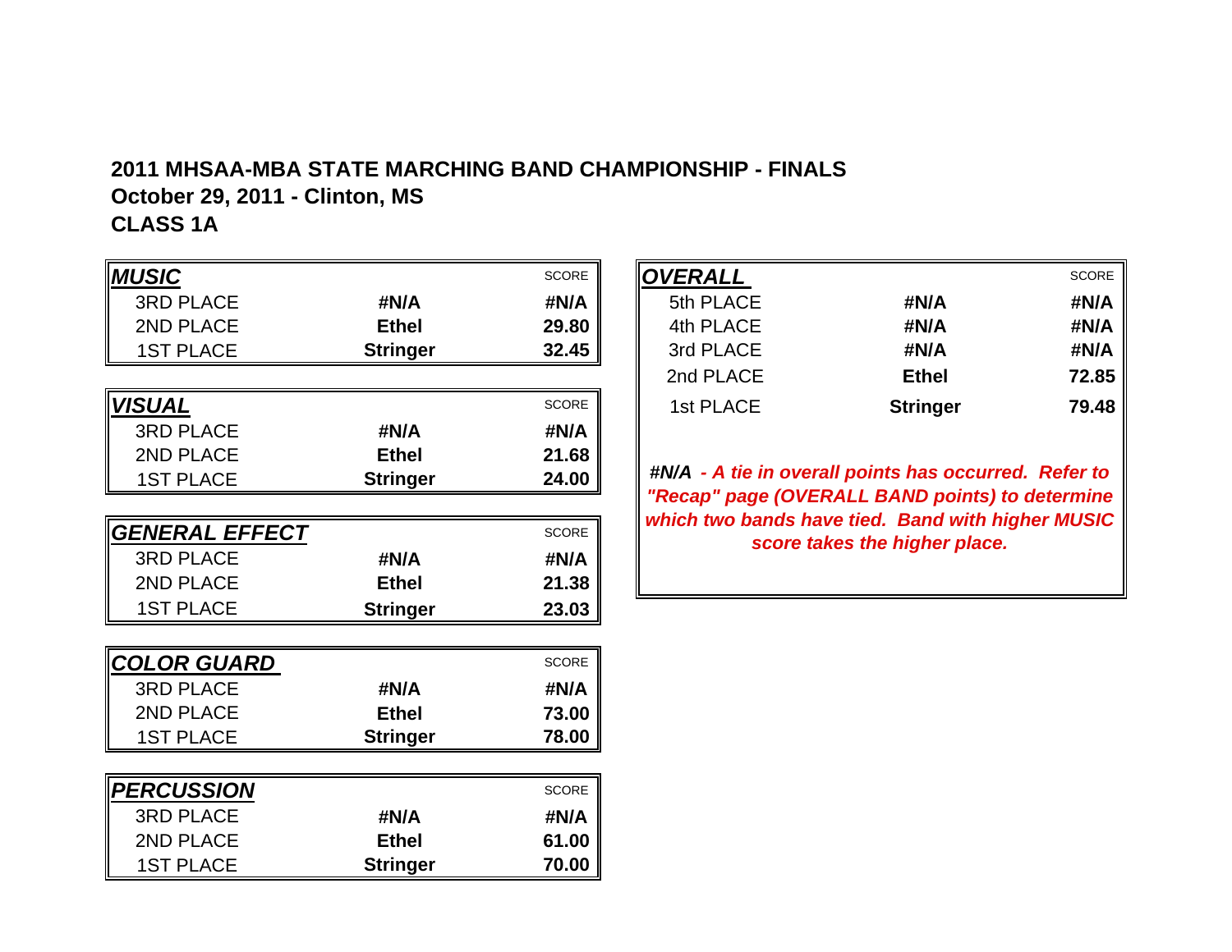**2011 MHSAA-MBA STATE MARCHING BAND CHAMPIONSHIP - FINALS**
**October 29, 2011 - Clinton, MS**
**CLASS 1A**

| ***MUSIC*** | | SCORE |
|---|---|---|
| 3RD PLACE | **#N/A** | **#N/A** |
| 2ND PLACE | **Ethel** | **29.80** |
| 1ST PLACE | **Stringer** | **32.45** |

| ***VISUAL*** | | SCORE |
|---|---|---|
| 3RD PLACE | **#N/A** | **#N/A** |
| 2ND PLACE | **Ethel** | **21.68** |
| 1ST PLACE | **Stringer** | **24.00** |

| ***GENERAL EFFECT*** | | SCORE |
|---|---|---|
| 3RD PLACE | **#N/A** | **#N/A** |
| 2ND PLACE | **Ethel** | **21.38** |
| 1ST PLACE | **Stringer** | **23.03** |

| ***COLOR GUARD*** | | SCORE |
|---|---|---|
| 3RD PLACE | **#N/A** | **#N/A** |
| 2ND PLACE | **Ethel** | **73.00** |
| 1ST PLACE | **Stringer** | **78.00** |

| ***PERCUSSION*** | | SCORE |
|---|---|---|
| 3RD PLACE | **#N/A** | **#N/A** |
| 2ND PLACE | **Ethel** | **61.00** |
| 1ST PLACE | **Stringer** | **70.00** |

| ***OVERALL*** | | SCORE |
|---|---|---|
| 5th PLACE | **#N/A** | **#N/A** |
| 4th PLACE | **#N/A** | **#N/A** |
| 3rd PLACE | **#N/A** | **#N/A** |
| 2nd PLACE | **Ethel** | **72.85** |
| 1st PLACE | **Stringer** | **79.48** |

***#N/A - A tie in overall points has occurred. Refer to "Recap" page (OVERALL BAND points) to determine which two bands have tied. Band with higher MUSIC score takes the higher place.***